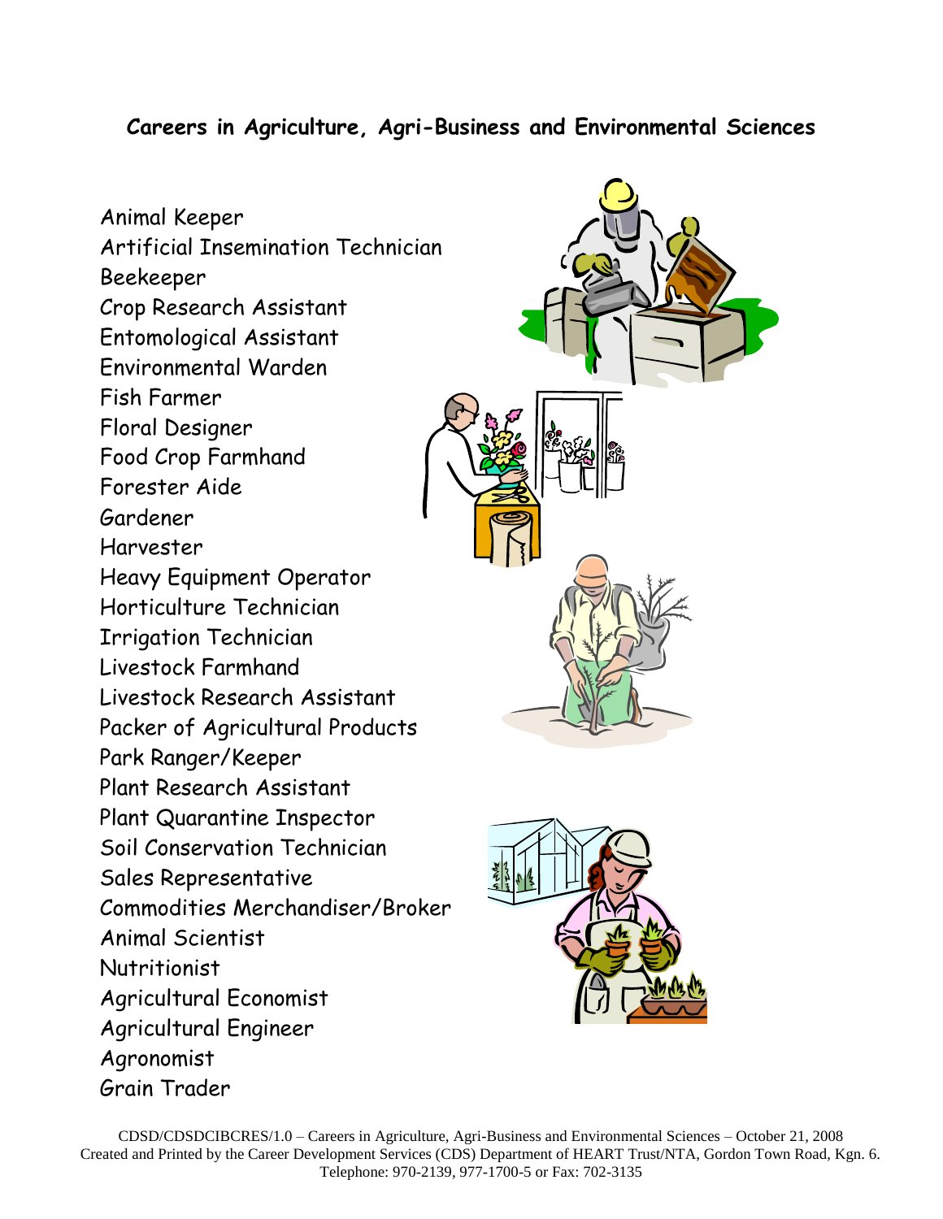## Careers in Agriculture, Agri-Business and Environmental Sciences

Animal Keeper
Artificial Insemination Technician
Beekeeper
Crop Research Assistant
Entomological Assistant
Environmental Warden
Fish Farmer
Floral Designer
Food Crop Farmhand
Forester Aide
Gardener
Harvester
Heavy Equipment Operator
Horticulture Technician
Irrigation Technician
Livestock Farmhand
Livestock Research Assistant
Packer of Agricultural Products
Park Ranger/Keeper
Plant Research Assistant
Plant Quarantine Inspector
Soil Conservation Technician
Sales Representative
Commodities Merchandiser/Broker
Animal Scientist
Nutritionist
Agricultural Economist
Agricultural Engineer
Agronomist
Grain Trader

CDSD/CDSDCIBCRES/1.0 – Careers in Agriculture, Agri-Business and Environmental Sciences – October 21, 2008
Created and Printed by the Career Development Services (CDS) Department of HEART Trust/NTA, Gordon Town Road, Kgn. 6.
Telephone: 970-2139, 977-1700-5 or Fax: 702-3135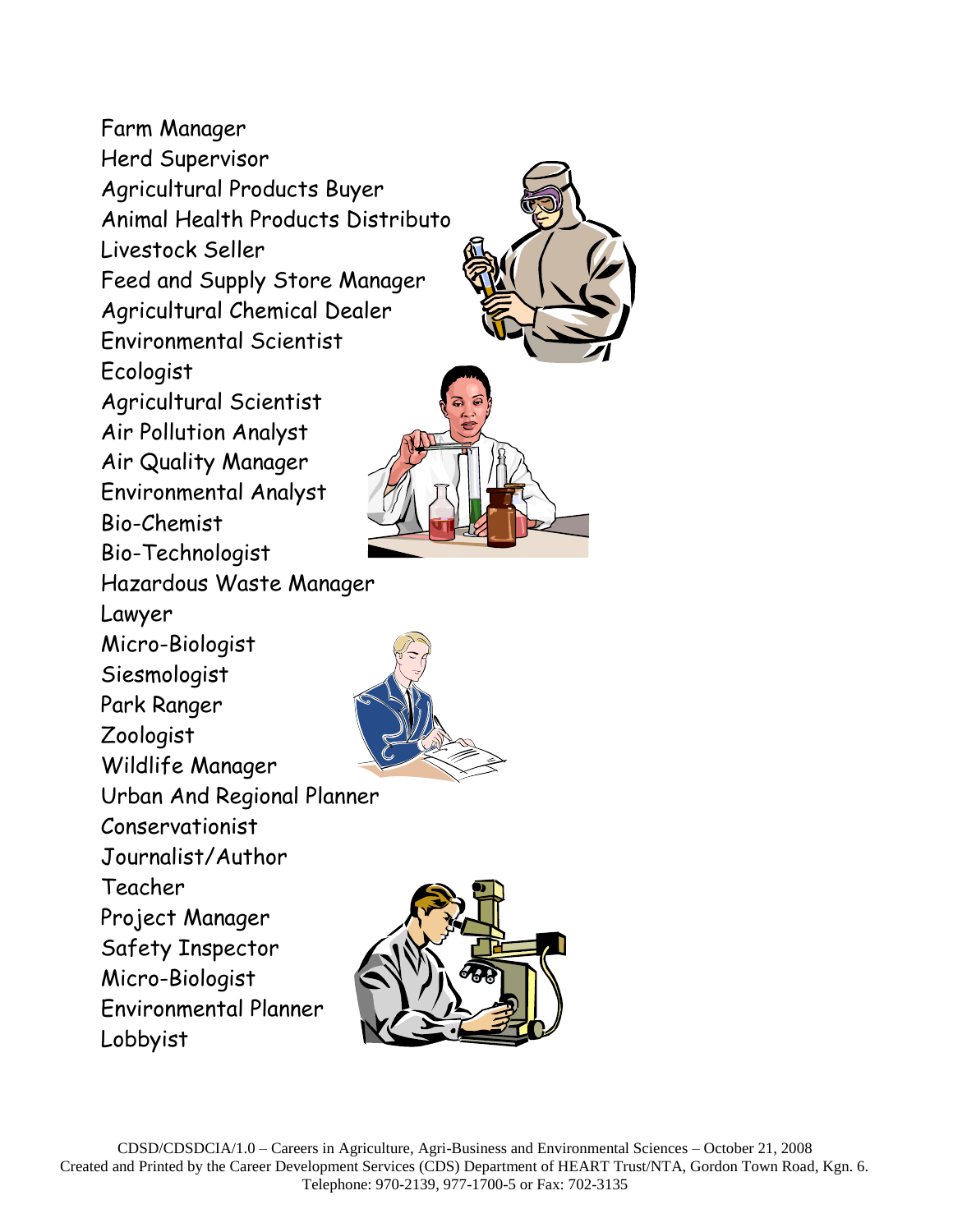Farm Manager
Herd Supervisor
Agricultural Products Buyer
Animal Health Products Distributo
Livestock Seller
Feed and Supply Store Manager
Agricultural Chemical Dealer
Environmental Scientist
Ecologist
Agricultural Scientist
Air Pollution Analyst
Air Quality Manager
Environmental Analyst
Bio-Chemist
Bio-Technologist
Hazardous Waste Manager
Lawyer
Micro-Biologist
Siesmologist
Park Ranger
Zoologist
Wildlife Manager
Urban And Regional Planner
Conservationist
Journalist/Author
Teacher
Project Manager
Safety Inspector
Micro-Biologist
Environmental Planner
Lobbyist